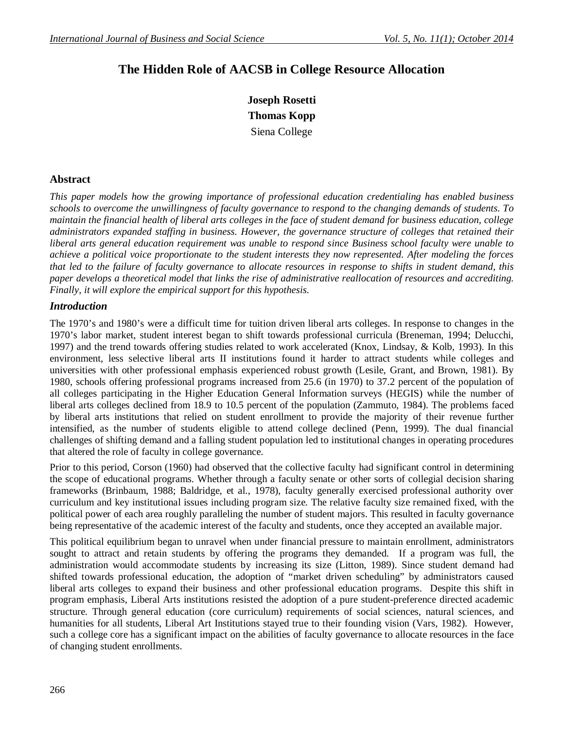# The Hidden Role of AACSB in College Resource Allocation

**Joseph Rosetti**
**Thomas Kopp**
Siena College

## Abstract

*This paper models how the growing importance of professional education credentialing has enabled business schools to overcome the unwillingness of faculty governance to respond to the changing demands of students. To maintain the financial health of liberal arts colleges in the face of student demand for business education, college administrators expanded staffing in business. However, the governance structure of colleges that retained their liberal arts general education requirement was unable to respond since Business school faculty were unable to achieve a political voice proportionate to the student interests they now represented. After modeling the forces that led to the failure of faculty governance to allocate resources in response to shifts in student demand, this paper develops a theoretical model that links the rise of administrative reallocation of resources and accrediting. Finally, it will explore the empirical support for this hypothesis.*

## *Introduction*

The 1970's and 1980's were a difficult time for tuition driven liberal arts colleges. In response to changes in the 1970's labor market, student interest began to shift towards professional curricula (Breneman, 1994; Delucchi, 1997) and the trend towards offering studies related to work accelerated (Knox, Lindsay, & Kolb, 1993). In this environment, less selective liberal arts II institutions found it harder to attract students while colleges and universities with other professional emphasis experienced robust growth (Lesile, Grant, and Brown, 1981). By 1980, schools offering professional programs increased from 25.6 (in 1970) to 37.2 percent of the population of all colleges participating in the Higher Education General Information surveys (HEGIS) while the number of liberal arts colleges declined from 18.9 to 10.5 percent of the population (Zammuto, 1984). The problems faced by liberal arts institutions that relied on student enrollment to provide the majority of their revenue further intensified, as the number of students eligible to attend college declined (Penn, 1999). The dual financial challenges of shifting demand and a falling student population led to institutional changes in operating procedures that altered the role of faculty in college governance.

Prior to this period, Corson (1960) had observed that the collective faculty had significant control in determining the scope of educational programs. Whether through a faculty senate or other sorts of collegial decision sharing frameworks (Brinbaum, 1988; Baldridge, et al., 1978), faculty generally exercised professional authority over curriculum and key institutional issues including program size. The relative faculty size remained fixed, with the political power of each area roughly paralleling the number of student majors. This resulted in faculty governance being representative of the academic interest of the faculty and students, once they accepted an available major.

This political equilibrium began to unravel when under financial pressure to maintain enrollment, administrators sought to attract and retain students by offering the programs they demanded. If a program was full, the administration would accommodate students by increasing its size (Litton, 1989). Since student demand had shifted towards professional education, the adoption of "market driven scheduling" by administrators caused liberal arts colleges to expand their business and other professional education programs. Despite this shift in program emphasis, Liberal Arts institutions resisted the adoption of a pure student-preference directed academic structure. Through general education (core curriculum) requirements of social sciences, natural sciences, and humanities for all students, Liberal Art Institutions stayed true to their founding vision (Vars, 1982). However, such a college core has a significant impact on the abilities of faculty governance to allocate resources in the face of changing student enrollments.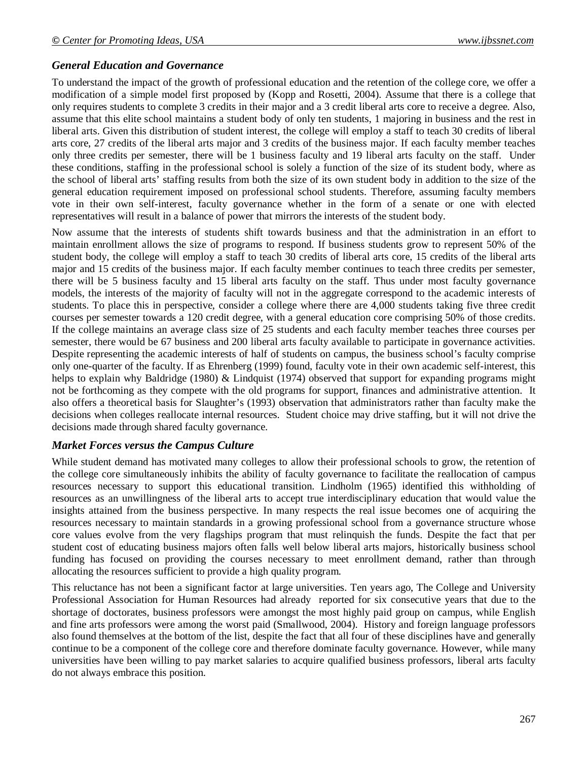### *General Education and Governance*

To understand the impact of the growth of professional education and the retention of the college core, we offer a modification of a simple model first proposed by (Kopp and Rosetti, 2004). Assume that there is a college that only requires students to complete 3 credits in their major and a 3 credit liberal arts core to receive a degree. Also, assume that this elite school maintains a student body of only ten students, 1 majoring in business and the rest in liberal arts. Given this distribution of student interest, the college will employ a staff to teach 30 credits of liberal arts core, 27 credits of the liberal arts major and 3 credits of the business major. If each faculty member teaches only three credits per semester, there will be 1 business faculty and 19 liberal arts faculty on the staff. Under these conditions, staffing in the professional school is solely a function of the size of its student body, where as the school of liberal arts' staffing results from both the size of its own student body in addition to the size of the general education requirement imposed on professional school students. Therefore, assuming faculty members vote in their own self-interest, faculty governance whether in the form of a senate or one with elected representatives will result in a balance of power that mirrors the interests of the student body.

Now assume that the interests of students shift towards business and that the administration in an effort to maintain enrollment allows the size of programs to respond. If business students grow to represent 50% of the student body, the college will employ a staff to teach 30 credits of liberal arts core, 15 credits of the liberal arts major and 15 credits of the business major. If each faculty member continues to teach three credits per semester, there will be 5 business faculty and 15 liberal arts faculty on the staff. Thus under most faculty governance models, the interests of the majority of faculty will not in the aggregate correspond to the academic interests of students. To place this in perspective, consider a college where there are 4,000 students taking five three credit courses per semester towards a 120 credit degree, with a general education core comprising 50% of those credits. If the college maintains an average class size of 25 students and each faculty member teaches three courses per semester, there would be 67 business and 200 liberal arts faculty available to participate in governance activities. Despite representing the academic interests of half of students on campus, the business school's faculty comprise only one-quarter of the faculty. If as Ehrenberg (1999) found, faculty vote in their own academic self-interest, this helps to explain why Baldridge (1980) & Lindquist (1974) observed that support for expanding programs might not be forthcoming as they compete with the old programs for support, finances and administrative attention. It also offers a theoretical basis for Slaughter's (1993) observation that administrators rather than faculty make the decisions when colleges reallocate internal resources. Student choice may drive staffing, but it will not drive the decisions made through shared faculty governance.

### *Market Forces versus the Campus Culture*

While student demand has motivated many colleges to allow their professional schools to grow, the retention of the college core simultaneously inhibits the ability of faculty governance to facilitate the reallocation of campus resources necessary to support this educational transition. Lindholm (1965) identified this withholding of resources as an unwillingness of the liberal arts to accept true interdisciplinary education that would value the insights attained from the business perspective. In many respects the real issue becomes one of acquiring the resources necessary to maintain standards in a growing professional school from a governance structure whose core values evolve from the very flagships program that must relinquish the funds. Despite the fact that per student cost of educating business majors often falls well below liberal arts majors, historically business school funding has focused on providing the courses necessary to meet enrollment demand, rather than through allocating the resources sufficient to provide a high quality program.

This reluctance has not been a significant factor at large universities. Ten years ago, The College and University Professional Association for Human Resources had already reported for six consecutive years that due to the shortage of doctorates, business professors were amongst the most highly paid group on campus, while English and fine arts professors were among the worst paid (Smallwood, 2004). History and foreign language professors also found themselves at the bottom of the list, despite the fact that all four of these disciplines have and generally continue to be a component of the college core and therefore dominate faculty governance. However, while many universities have been willing to pay market salaries to acquire qualified business professors, liberal arts faculty do not always embrace this position.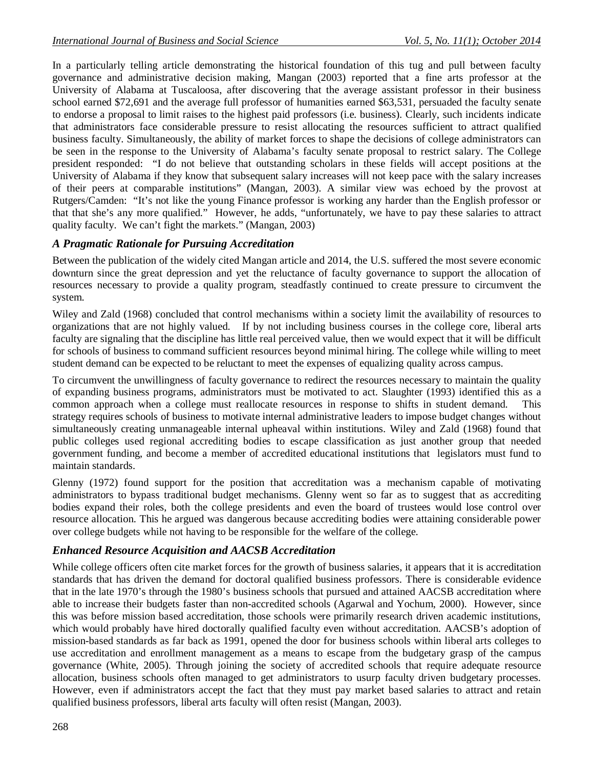In a particularly telling article demonstrating the historical foundation of this tug and pull between faculty governance and administrative decision making, Mangan (2003) reported that a fine arts professor at the University of Alabama at Tuscaloosa, after discovering that the average assistant professor in their business school earned $72,691 and the average full professor of humanities earned $63,531, persuaded the faculty senate to endorse a proposal to limit raises to the highest paid professors (i.e. business). Clearly, such incidents indicate that administrators face considerable pressure to resist allocating the resources sufficient to attract qualified business faculty. Simultaneously, the ability of market forces to shape the decisions of college administrators can be seen in the response to the University of Alabama's faculty senate proposal to restrict salary. The College president responded: "I do not believe that outstanding scholars in these fields will accept positions at the University of Alabama if they know that subsequent salary increases will not keep pace with the salary increases of their peers at comparable institutions" (Mangan, 2003). A similar view was echoed by the provost at Rutgers/Camden: "It's not like the young Finance professor is working any harder than the English professor or that that she's any more qualified." However, he adds, "unfortunately, we have to pay these salaries to attract quality faculty. We can't fight the markets." (Mangan, 2003)

### *A Pragmatic Rationale for Pursuing Accreditation*

Between the publication of the widely cited Mangan article and 2014, the U.S. suffered the most severe economic downturn since the great depression and yet the reluctance of faculty governance to support the allocation of resources necessary to provide a quality program, steadfastly continued to create pressure to circumvent the system.

Wiley and Zald (1968) concluded that control mechanisms within a society limit the availability of resources to organizations that are not highly valued. If by not including business courses in the college core, liberal arts faculty are signaling that the discipline has little real perceived value, then we would expect that it will be difficult for schools of business to command sufficient resources beyond minimal hiring. The college while willing to meet student demand can be expected to be reluctant to meet the expenses of equalizing quality across campus.

To circumvent the unwillingness of faculty governance to redirect the resources necessary to maintain the quality of expanding business programs, administrators must be motivated to act. Slaughter (1993) identified this as a common approach when a college must reallocate resources in response to shifts in student demand. This strategy requires schools of business to motivate internal administrative leaders to impose budget changes without simultaneously creating unmanageable internal upheaval within institutions. Wiley and Zald (1968) found that public colleges used regional accrediting bodies to escape classification as just another group that needed government funding, and become a member of accredited educational institutions that legislators must fund to maintain standards.

Glenny (1972) found support for the position that accreditation was a mechanism capable of motivating administrators to bypass traditional budget mechanisms. Glenny went so far as to suggest that as accrediting bodies expand their roles, both the college presidents and even the board of trustees would lose control over resource allocation. This he argued was dangerous because accrediting bodies were attaining considerable power over college budgets while not having to be responsible for the welfare of the college.

### *Enhanced Resource Acquisition and AACSB Accreditation*

While college officers often cite market forces for the growth of business salaries, it appears that it is accreditation standards that has driven the demand for doctoral qualified business professors. There is considerable evidence that in the late 1970's through the 1980's business schools that pursued and attained AACSB accreditation where able to increase their budgets faster than non-accredited schools (Agarwal and Yochum, 2000). However, since this was before mission based accreditation, those schools were primarily research driven academic institutions, which would probably have hired doctorally qualified faculty even without accreditation. AACSB's adoption of mission-based standards as far back as 1991, opened the door for business schools within liberal arts colleges to use accreditation and enrollment management as a means to escape from the budgetary grasp of the campus governance (White, 2005). Through joining the society of accredited schools that require adequate resource allocation, business schools often managed to get administrators to usurp faculty driven budgetary processes. However, even if administrators accept the fact that they must pay market based salaries to attract and retain qualified business professors, liberal arts faculty will often resist (Mangan, 2003).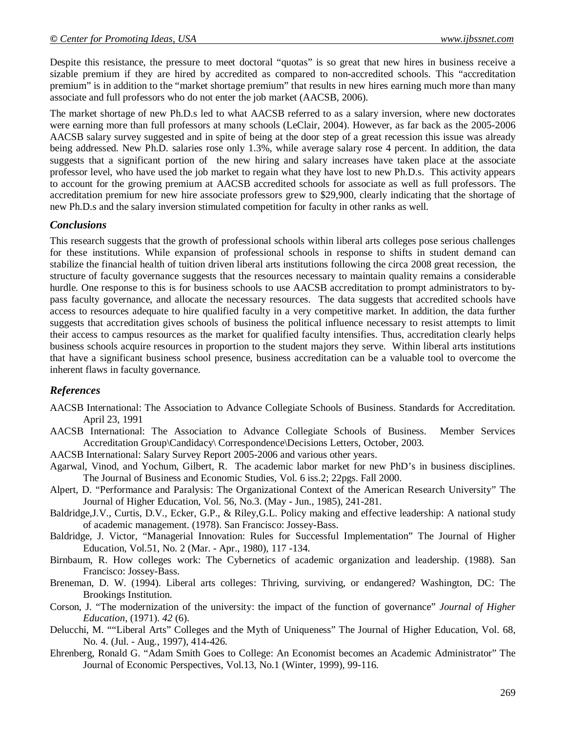Despite this resistance, the pressure to meet doctoral "quotas" is so great that new hires in business receive a sizable premium if they are hired by accredited as compared to non-accredited schools. This "accreditation premium" is in addition to the "market shortage premium" that results in new hires earning much more than many associate and full professors who do not enter the job market (AACSB, 2006).

The market shortage of new Ph.D.s led to what AACSB referred to as a salary inversion, where new doctorates were earning more than full professors at many schools (LeClair, 2004). However, as far back as the 2005-2006 AACSB salary survey suggested and in spite of being at the door step of a great recession this issue was already being addressed. New Ph.D. salaries rose only 1.3%, while average salary rose 4 percent. In addition, the data suggests that a significant portion of the new hiring and salary increases have taken place at the associate professor level, who have used the job market to regain what they have lost to new Ph.D.s. This activity appears to account for the growing premium at AACSB accredited schools for associate as well as full professors. The accreditation premium for new hire associate professors grew to $29,900, clearly indicating that the shortage of new Ph.D.s and the salary inversion stimulated competition for faculty in other ranks as well.

## *Conclusions*

This research suggests that the growth of professional schools within liberal arts colleges pose serious challenges for these institutions. While expansion of professional schools in response to shifts in student demand can stabilize the financial health of tuition driven liberal arts institutions following the circa 2008 great recession, the structure of faculty governance suggests that the resources necessary to maintain quality remains a considerable hurdle. One response to this is for business schools to use AACSB accreditation to prompt administrators to by-pass faculty governance, and allocate the necessary resources. The data suggests that accredited schools have access to resources adequate to hire qualified faculty in a very competitive market. In addition, the data further suggests that accreditation gives schools of business the political influence necessary to resist attempts to limit their access to campus resources as the market for qualified faculty intensifies. Thus, accreditation clearly helps business schools acquire resources in proportion to the student majors they serve. Within liberal arts institutions that have a significant business school presence, business accreditation can be a valuable tool to overcome the inherent flaws in faculty governance.

## *References*

AACSB International: The Association to Advance Collegiate Schools of Business. Standards for Accreditation. April 23, 1991

AACSB International: The Association to Advance Collegiate Schools of Business. Member Services Accreditation Group\Candidacy\ Correspondence\Decisions Letters, October, 2003.

AACSB International: Salary Survey Report 2005-2006 and various other years.

Agarwal, Vinod, and Yochum, Gilbert, R. The academic labor market for new PhD's in business disciplines. The Journal of Business and Economic Studies, Vol. 6 iss.2; 22pgs. Fall 2000.

Alpert, D. "Performance and Paralysis: The Organizational Context of the American Research University" The Journal of Higher Education, Vol. 56, No.3. (May - Jun., 1985), 241-281.

Baldridge,J.V., Curtis, D.V., Ecker, G.P., & Riley,G.L. Policy making and effective leadership: A national study of academic management. (1978). San Francisco: Jossey-Bass.

Baldridge, J. Victor, "Managerial Innovation: Rules for Successful Implementation" The Journal of Higher Education, Vol.51, No. 2 (Mar. - Apr., 1980), 117 -134.

Birnbaum, R. How colleges work: The Cybernetics of academic organization and leadership. (1988). San Francisco: Jossey-Bass.

Breneman, D. W. (1994). Liberal arts colleges: Thriving, surviving, or endangered? Washington, DC: The Brookings Institution.

Corson, J. "The modernization of the university: the impact of the function of governance" *Journal of Higher Education*, (1971). *42* (6).

Delucchi, M. ""Liberal Arts" Colleges and the Myth of Uniqueness" The Journal of Higher Education, Vol. 68, No. 4. (Jul. - Aug., 1997), 414-426.

Ehrenberg, Ronald G. "Adam Smith Goes to College: An Economist becomes an Academic Administrator" The Journal of Economic Perspectives, Vol.13, No.1 (Winter, 1999), 99-116.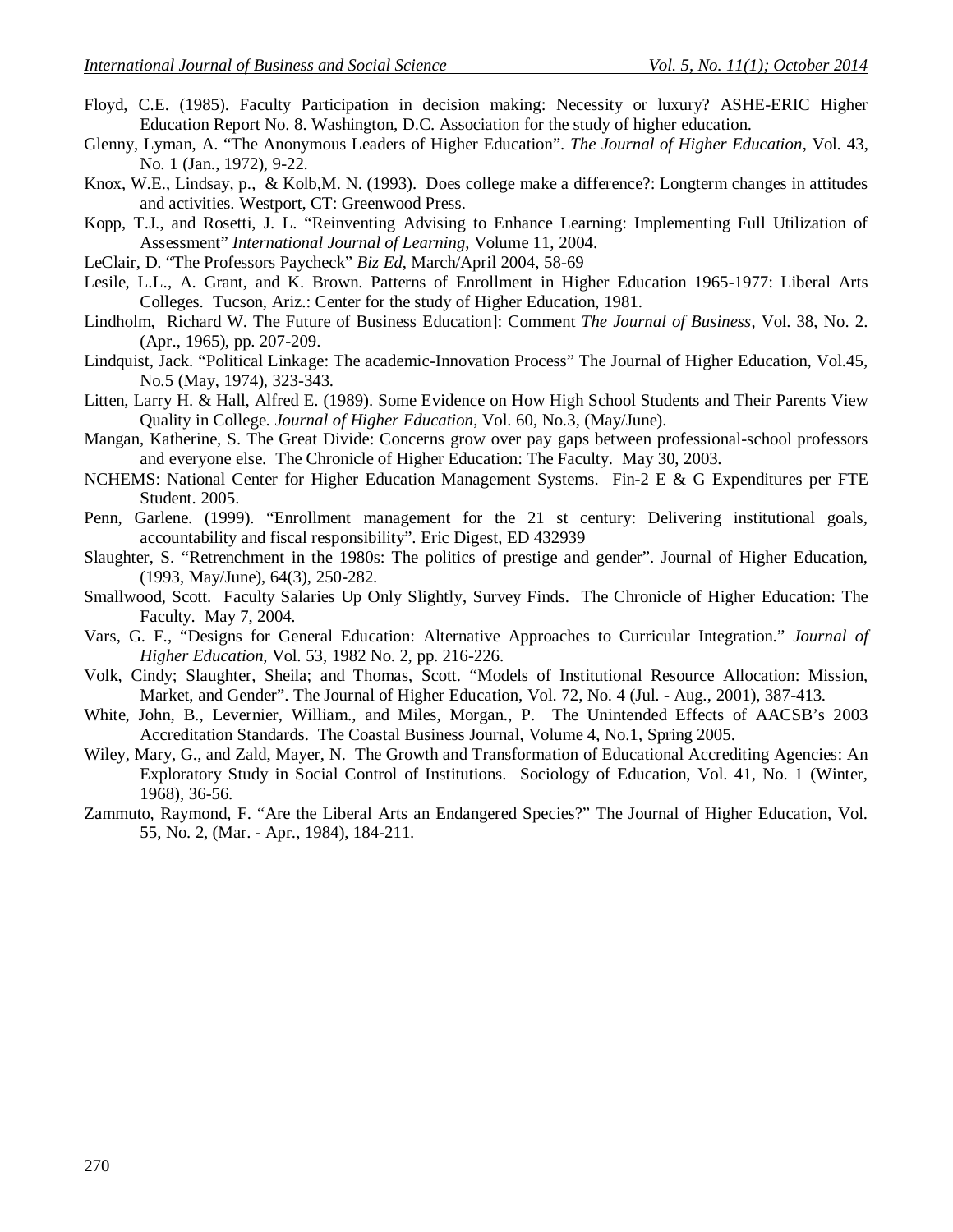Floyd, C.E. (1985). Faculty Participation in decision making: Necessity or luxury? ASHE-ERIC Higher Education Report No. 8. Washington, D.C. Association for the study of higher education.

Glenny, Lyman, A. "The Anonymous Leaders of Higher Education". *The Journal of Higher Education*, Vol. 43, No. 1 (Jan., 1972), 9-22.

Knox, W.E., Lindsay, p., & Kolb,M. N. (1993). Does college make a difference?: Longterm changes in attitudes and activities. Westport, CT: Greenwood Press.

Kopp, T.J., and Rosetti, J. L. "Reinventing Advising to Enhance Learning: Implementing Full Utilization of Assessment" *International Journal of Learning*, Volume 11, 2004.

LeClair, D. "The Professors Paycheck" *Biz Ed*, March/April 2004, 58-69

Lesile, L.L., A. Grant, and K. Brown. Patterns of Enrollment in Higher Education 1965-1977: Liberal Arts Colleges. Tucson, Ariz.: Center for the study of Higher Education, 1981.

Lindholm, Richard W. The Future of Business Education]: Comment *The Journal of Business*, Vol. 38, No. 2. (Apr., 1965), pp. 207-209.

Lindquist, Jack. "Political Linkage: The academic-Innovation Process" The Journal of Higher Education, Vol.45, No.5 (May, 1974), 323-343.

Litten, Larry H. & Hall, Alfred E. (1989). Some Evidence on How High School Students and Their Parents View Quality in College. *Journal of Higher Education*, Vol. 60, No.3, (May/June).

Mangan, Katherine, S. The Great Divide: Concerns grow over pay gaps between professional-school professors and everyone else. The Chronicle of Higher Education: The Faculty. May 30, 2003.

NCHEMS: National Center for Higher Education Management Systems. Fin-2 E & G Expenditures per FTE Student. 2005.

Penn, Garlene. (1999). "Enrollment management for the 21 st century: Delivering institutional goals, accountability and fiscal responsibility". Eric Digest, ED 432939

Slaughter, S. "Retrenchment in the 1980s: The politics of prestige and gender". Journal of Higher Education, (1993, May/June), 64(3), 250-282.

Smallwood, Scott. Faculty Salaries Up Only Slightly, Survey Finds. The Chronicle of Higher Education: The Faculty. May 7, 2004.

Vars, G. F., "Designs for General Education: Alternative Approaches to Curricular Integration." *Journal of Higher Education*, Vol. 53, 1982 No. 2, pp. 216-226.

Volk, Cindy; Slaughter, Sheila; and Thomas, Scott. "Models of Institutional Resource Allocation: Mission, Market, and Gender". The Journal of Higher Education, Vol. 72, No. 4 (Jul. - Aug., 2001), 387-413.

White, John, B., Levernier, William., and Miles, Morgan., P. The Unintended Effects of AACSB's 2003 Accreditation Standards. The Coastal Business Journal, Volume 4, No.1, Spring 2005.

Wiley, Mary, G., and Zald, Mayer, N. The Growth and Transformation of Educational Accrediting Agencies: An Exploratory Study in Social Control of Institutions. Sociology of Education, Vol. 41, No. 1 (Winter, 1968), 36-56.

Zammuto, Raymond, F. "Are the Liberal Arts an Endangered Species?" The Journal of Higher Education, Vol. 55, No. 2, (Mar. - Apr., 1984), 184-211.